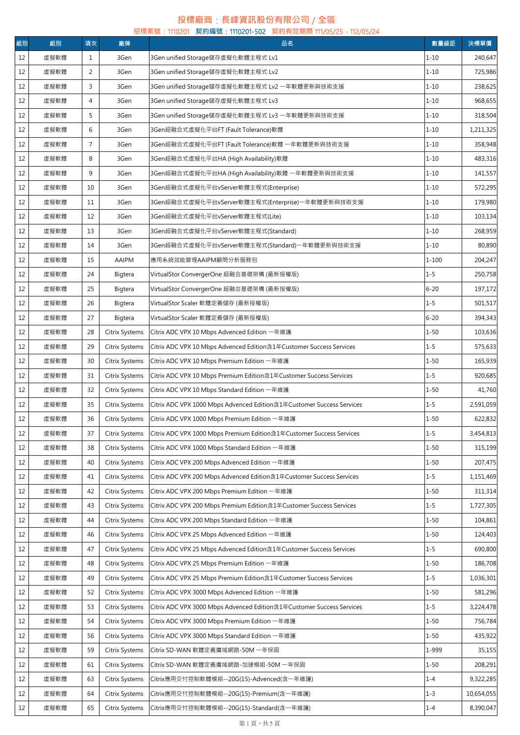# 投標廠商：長峰資訊股份有限公司 / 全區

招標案號：1110201　契約編號：1110201-502　契約有效期間 111/05/25 - 112/05/24

| 組別 | 組別 | 項次 | 廠牌 | 品名 | 數量級距 | 決標單價 |
|---|---|---|---|---|---|---|
| 12 | 虛擬軟體 | 1 | 3Gen | 3Gen unified Storage儲存虛擬化軟體主程式 Lv1 | 1-10 | 240,647 |
| 12 | 虛擬軟體 | 2 | 3Gen | 3Gen unified Storage儲存虛擬化軟體主程式 Lv2 | 1-10 | 725,986 |
| 12 | 虛擬軟體 | 3 | 3Gen | 3Gen unified Storage儲存虛擬化軟體主程式 Lv2 一年軟體更新與技術支援 | 1-10 | 238,625 |
| 12 | 虛擬軟體 | 4 | 3Gen | 3Gen unified Storage儲存虛擬化軟體主程式 Lv3 | 1-10 | 968,655 |
| 12 | 虛擬軟體 | 5 | 3Gen | 3Gen unified Storage儲存虛擬化軟體主程式 Lv3 一年軟體更新與技術支援 | 1-10 | 318,504 |
| 12 | 虛擬軟體 | 6 | 3Gen | 3Gen超融合式虛擬化平台FT (Fault Tolerance)軟體 | 1-10 | 1,211,325 |
| 12 | 虛擬軟體 | 7 | 3Gen | 3Gen超融合式虛擬化平台FT (Fault Tolerance)軟體 一年軟體更新與技術支援 | 1-10 | 358,948 |
| 12 | 虛擬軟體 | 8 | 3Gen | 3Gen超融合式虛擬化平台HA (High Availability)軟體 | 1-10 | 483,316 |
| 12 | 虛擬軟體 | 9 | 3Gen | 3Gen超融合式虛擬化平台HA (High Availability)軟體 一年軟體更新與技術支援 | 1-10 | 141,557 |
| 12 | 虛擬軟體 | 10 | 3Gen | 3Gen超融合式虛擬化平台vServer軟體主程式(Enterprise) | 1-10 | 572,295 |
| 12 | 虛擬軟體 | 11 | 3Gen | 3Gen超融合式虛擬化平台vServer軟體主程式(Enterprise)一年軟體更新與技術支援 | 1-10 | 179,980 |
| 12 | 虛擬軟體 | 12 | 3Gen | 3Gen超融合式虛擬化平台vServer軟體主程式(Lite) | 1-10 | 103,134 |
| 12 | 虛擬軟體 | 13 | 3Gen | 3Gen超融合式虛擬化平台vServer軟體主程式(Standard) | 1-10 | 268,959 |
| 12 | 虛擬軟體 | 14 | 3Gen | 3Gen超融合式虛擬化平台vServer軟體主程式(Standard)一年軟體更新與技術支援 | 1-10 | 80,890 |
| 12 | 虛擬軟體 | 15 | AAIPM | 應用系統效能管理AAIPM顧問分析服務包 | 1-100 | 204,247 |
| 12 | 虛擬軟體 | 24 | Bigtera | VirtualStor ConvergerOne 超融合基礎架構 (最新授權版) | 1-5 | 250,758 |
| 12 | 虛擬軟體 | 25 | Bigtera | VirtualStor ConvergerOne 超融合基礎架構 (最新授權版) | 6-20 | 197,172 |
| 12 | 虛擬軟體 | 26 | Bigtera | VirtualStor Scaler 軟體定義儲存 (最新授權版) | 1-5 | 501,517 |
| 12 | 虛擬軟體 | 27 | Bigtera | VirtualStor Scaler 軟體定義儲存 (最新授權版) | 6-20 | 394,343 |
| 12 | 虛擬軟體 | 28 | Citrix Systems | Citrix ADC VPX 10 Mbps Advanced Edition 一年維護 | 1-50 | 103,636 |
| 12 | 虛擬軟體 | 29 | Citrix Systems | Citrix ADC VPX 10 Mbps Advanced Edition含1年Customer Success Services | 1-5 | 575,633 |
| 12 | 虛擬軟體 | 30 | Citrix Systems | Citrix ADC VPX 10 Mbps Premium Edition 一年維護 | 1-50 | 165,939 |
| 12 | 虛擬軟體 | 31 | Citrix Systems | Citrix ADC VPX 10 Mbps Premium Edition含1年Customer Success Services | 1-5 | 920,685 |
| 12 | 虛擬軟體 | 32 | Citrix Systems | Citrix ADC VPX 10 Mbps Standard Edition 一年維護 | 1-50 | 41,760 |
| 12 | 虛擬軟體 | 35 | Citrix Systems | Citrix ADC VPX 1000 Mbps Advanced Edition含1年Customer Success Services | 1-5 | 2,591,059 |
| 12 | 虛擬軟體 | 36 | Citrix Systems | Citrix ADC VPX 1000 Mbps Premium Edition 一年維護 | 1-50 | 622,832 |
| 12 | 虛擬軟體 | 37 | Citrix Systems | Citrix ADC VPX 1000 Mbps Premium Edition含1年Customer Success Services | 1-5 | 3,454,813 |
| 12 | 虛擬軟體 | 38 | Citrix Systems | Citrix ADC VPX 1000 Mbps Standard Edition 一年維護 | 1-50 | 315,199 |
| 12 | 虛擬軟體 | 40 | Citrix Systems | Citrix ADC VPX 200 Mbps Advanced Edition 一年維護 | 1-50 | 207,475 |
| 12 | 虛擬軟體 | 41 | Citrix Systems | Citrix ADC VPX 200 Mbps Advanced Edition含1年Customer Success Services | 1-5 | 1,151,469 |
| 12 | 虛擬軟體 | 42 | Citrix Systems | Citrix ADC VPX 200 Mbps Premium Edition 一年維護 | 1-50 | 311,314 |
| 12 | 虛擬軟體 | 43 | Citrix Systems | Citrix ADC VPX 200 Mbps Premium Edition含1年Customer Success Services | 1-5 | 1,727,305 |
| 12 | 虛擬軟體 | 44 | Citrix Systems | Citrix ADC VPX 200 Mbps Standard Edition 一年維護 | 1-50 | 104,861 |
| 12 | 虛擬軟體 | 46 | Citrix Systems | Citrix ADC VPX 25 Mbps Advanced Edition 一年維護 | 1-50 | 124,403 |
| 12 | 虛擬軟體 | 47 | Citrix Systems | Citrix ADC VPX 25 Mbps Advanced Edition含1年Customer Success Services | 1-5 | 690,800 |
| 12 | 虛擬軟體 | 48 | Citrix Systems | Citrix ADC VPX 25 Mbps Premium Edition 一年維護 | 1-50 | 186,708 |
| 12 | 虛擬軟體 | 49 | Citrix Systems | Citrix ADC VPX 25 Mbps Premium Edition含1年Customer Success Services | 1-5 | 1,036,301 |
| 12 | 虛擬軟體 | 52 | Citrix Systems | Citrix ADC VPX 3000 Mbps Advanced Edition 一年維護 | 1-50 | 581,296 |
| 12 | 虛擬軟體 | 53 | Citrix Systems | Citrix ADC VPX 3000 Mbps Advanced Edition含1年Customer Success Services | 1-5 | 3,224,478 |
| 12 | 虛擬軟體 | 54 | Citrix Systems | Citrix ADC VPX 3000 Mbps Premium Edition 一年維護 | 1-50 | 756,784 |
| 12 | 虛擬軟體 | 56 | Citrix Systems | Citrix ADC VPX 3000 Mbps Standard Edition 一年維護 | 1-50 | 435,922 |
| 12 | 虛擬軟體 | 59 | Citrix Systems | Citrix SD-WAN 軟體定義廣域網路-50M 一年保固 | 1-999 | 35,155 |
| 12 | 虛擬軟體 | 61 | Citrix Systems | Citrix SD-WAN 軟體定義廣域網路-加速模組-50M 一年保固 | 1-50 | 208,291 |
| 12 | 虛擬軟體 | 63 | Citrix Systems | Citrix應用交付控制軟體模組--20G(15)-Advanced(含一年維護) | 1-4 | 9,322,285 |
| 12 | 虛擬軟體 | 64 | Citrix Systems | Citrix應用交付控制軟體模組--20G(15)-Premium(含一年維護) | 1-3 | 10,654,055 |
| 12 | 虛擬軟體 | 65 | Citrix Systems | Citrix應用交付控制軟體模組--20G(15)-Standard(含一年維護) | 1-4 | 8,390,047 |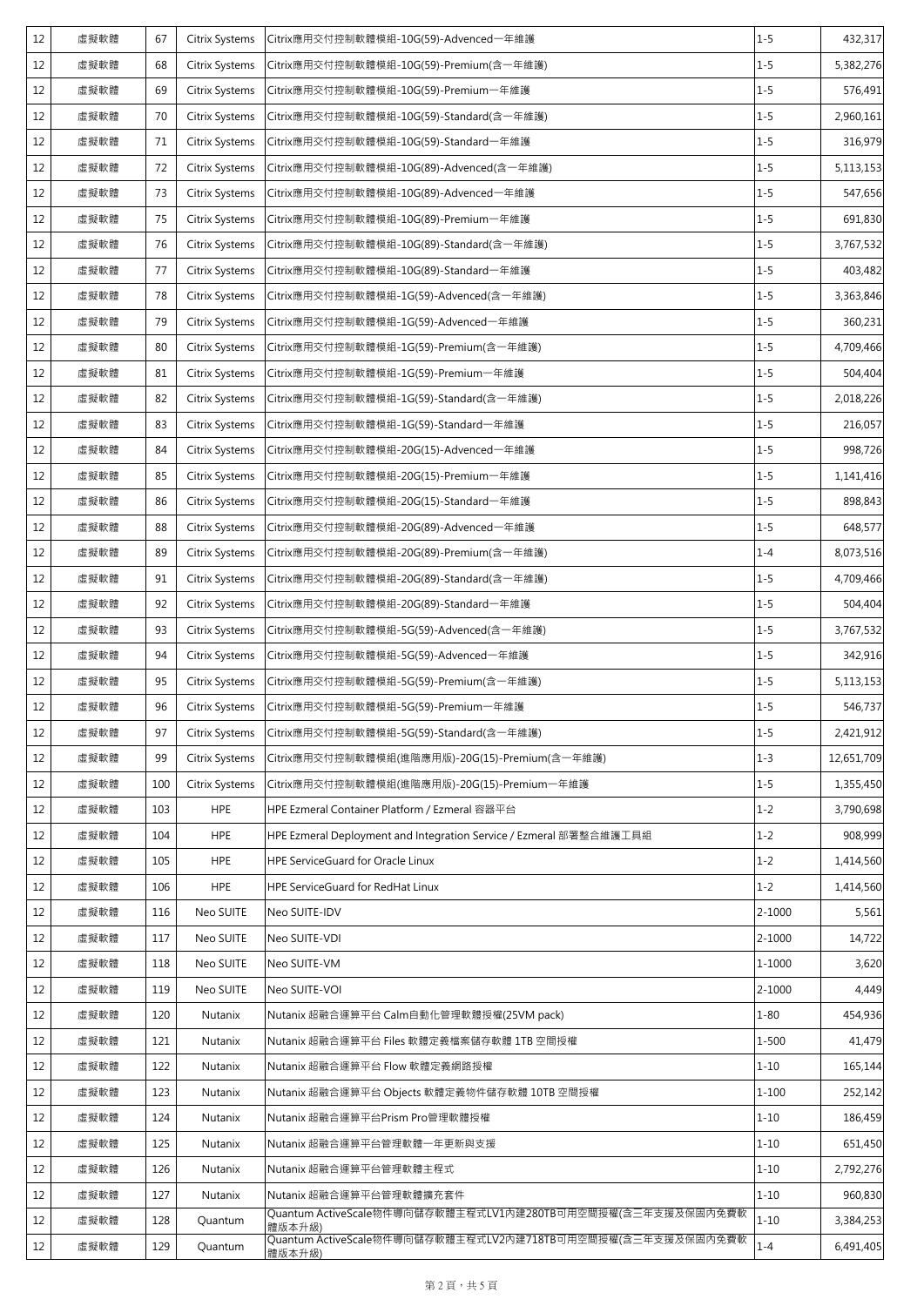| 12 | 虛擬軟體 | 67 | Citrix Systems | Citrix應用交付控制軟體模組-10G(59)-Advenced一年維護 | 1-5 | 432,317 |
|---|---|---|---|---|---|---|
| 12 | 虛擬軟體 | 68 | Citrix Systems | Citrix應用交付控制軟體模組-10G(59)-Premium(含一年維護) | 1-5 | 5,382,276 |
| 12 | 虛擬軟體 | 69 | Citrix Systems | Citrix應用交付控制軟體模組-10G(59)-Premium一年維護 | 1-5 | 576,491 |
| 12 | 虛擬軟體 | 70 | Citrix Systems | Citrix應用交付控制軟體模組-10G(59)-Standard(含一年維護) | 1-5 | 2,960,161 |
| 12 | 虛擬軟體 | 71 | Citrix Systems | Citrix應用交付控制軟體模組-10G(59)-Standard一年維護 | 1-5 | 316,979 |
| 12 | 虛擬軟體 | 72 | Citrix Systems | Citrix應用交付控制軟體模組-10G(89)-Advenced(含一年維護) | 1-5 | 5,113,153 |
| 12 | 虛擬軟體 | 73 | Citrix Systems | Citrix應用交付控制軟體模組-10G(89)-Advenced一年維護 | 1-5 | 547,656 |
| 12 | 虛擬軟體 | 75 | Citrix Systems | Citrix應用交付控制軟體模組-10G(89)-Premium一年維護 | 1-5 | 691,830 |
| 12 | 虛擬軟體 | 76 | Citrix Systems | Citrix應用交付控制軟體模組-10G(89)-Standard(含一年維護) | 1-5 | 3,767,532 |
| 12 | 虛擬軟體 | 77 | Citrix Systems | Citrix應用交付控制軟體模組-10G(89)-Standard一年維護 | 1-5 | 403,482 |
| 12 | 虛擬軟體 | 78 | Citrix Systems | Citrix應用交付控制軟體模組-1G(59)-Advenced(含一年維護) | 1-5 | 3,363,846 |
| 12 | 虛擬軟體 | 79 | Citrix Systems | Citrix應用交付控制軟體模組-1G(59)-Advenced一年維護 | 1-5 | 360,231 |
| 12 | 虛擬軟體 | 80 | Citrix Systems | Citrix應用交付控制軟體模組-1G(59)-Premium(含一年維護) | 1-5 | 4,709,466 |
| 12 | 虛擬軟體 | 81 | Citrix Systems | Citrix應用交付控制軟體模組-1G(59)-Premium一年維護 | 1-5 | 504,404 |
| 12 | 虛擬軟體 | 82 | Citrix Systems | Citrix應用交付控制軟體模組-1G(59)-Standard(含一年維護) | 1-5 | 2,018,226 |
| 12 | 虛擬軟體 | 83 | Citrix Systems | Citrix應用交付控制軟體模組-1G(59)-Standard一年維護 | 1-5 | 216,057 |
| 12 | 虛擬軟體 | 84 | Citrix Systems | Citrix應用交付控制軟體模組-20G(15)-Advenced一年維護 | 1-5 | 998,726 |
| 12 | 虛擬軟體 | 85 | Citrix Systems | Citrix應用交付控制軟體模組-20G(15)-Premium一年維護 | 1-5 | 1,141,416 |
| 12 | 虛擬軟體 | 86 | Citrix Systems | Citrix應用交付控制軟體模組-20G(15)-Standard一年維護 | 1-5 | 898,843 |
| 12 | 虛擬軟體 | 88 | Citrix Systems | Citrix應用交付控制軟體模組-20G(89)-Advenced一年維護 | 1-5 | 648,577 |
| 12 | 虛擬軟體 | 89 | Citrix Systems | Citrix應用交付控制軟體模組-20G(89)-Premium(含一年維護) | 1-4 | 8,073,516 |
| 12 | 虛擬軟體 | 91 | Citrix Systems | Citrix應用交付控制軟體模組-20G(89)-Standard(含一年維護) | 1-5 | 4,709,466 |
| 12 | 虛擬軟體 | 92 | Citrix Systems | Citrix應用交付控制軟體模組-20G(89)-Standard一年維護 | 1-5 | 504,404 |
| 12 | 虛擬軟體 | 93 | Citrix Systems | Citrix應用交付控制軟體模組-5G(59)-Advenced(含一年維護) | 1-5 | 3,767,532 |
| 12 | 虛擬軟體 | 94 | Citrix Systems | Citrix應用交付控制軟體模組-5G(59)-Advenced一年維護 | 1-5 | 342,916 |
| 12 | 虛擬軟體 | 95 | Citrix Systems | Citrix應用交付控制軟體模組-5G(59)-Premium(含一年維護) | 1-5 | 5,113,153 |
| 12 | 虛擬軟體 | 96 | Citrix Systems | Citrix應用交付控制軟體模組-5G(59)-Premium一年維護 | 1-5 | 546,737 |
| 12 | 虛擬軟體 | 97 | Citrix Systems | Citrix應用交付控制軟體模組-5G(59)-Standard(含一年維護) | 1-5 | 2,421,912 |
| 12 | 虛擬軟體 | 99 | Citrix Systems | Citrix應用交付控制軟體模組(進階應用版)-20G(15)-Premium(含一年維護) | 1-3 | 12,651,709 |
| 12 | 虛擬軟體 | 100 | Citrix Systems | Citrix應用交付控制軟體模組(進階應用版)-20G(15)-Premium一年維護 | 1-5 | 1,355,450 |
| 12 | 虛擬軟體 | 103 | HPE | HPE Ezmeral Container Platform / Ezmeral 容器平台 | 1-2 | 3,790,698 |
| 12 | 虛擬軟體 | 104 | HPE | HPE Ezmeral Deployment and Integration Service / Ezmeral 部署整合維護工具組 | 1-2 | 908,999 |
| 12 | 虛擬軟體 | 105 | HPE | HPE ServiceGuard for Oracle Linux | 1-2 | 1,414,560 |
| 12 | 虛擬軟體 | 106 | HPE | HPE ServiceGuard for RedHat Linux | 1-2 | 1,414,560 |
| 12 | 虛擬軟體 | 116 | Neo SUITE | Neo SUITE-IDV | 2-1000 | 5,561 |
| 12 | 虛擬軟體 | 117 | Neo SUITE | Neo SUITE-VDI | 2-1000 | 14,722 |
| 12 | 虛擬軟體 | 118 | Neo SUITE | Neo SUITE-VM | 1-1000 | 3,620 |
| 12 | 虛擬軟體 | 119 | Neo SUITE | Neo SUITE-VOI | 2-1000 | 4,449 |
| 12 | 虛擬軟體 | 120 | Nutanix | Nutanix 超融合運算平台 Calm自動化管理軟體授權(25VM pack) | 1-80 | 454,936 |
| 12 | 虛擬軟體 | 121 | Nutanix | Nutanix 超融合運算平台 Files 軟體定義檔案儲存軟體 1TB 空間授權 | 1-500 | 41,479 |
| 12 | 虛擬軟體 | 122 | Nutanix | Nutanix 超融合運算平台 Flow 軟體定義網路授權 | 1-10 | 165,144 |
| 12 | 虛擬軟體 | 123 | Nutanix | Nutanix 超融合運算平台 Objects 軟體定義物件儲存軟體 10TB 空間授權 | 1-100 | 252,142 |
| 12 | 虛擬軟體 | 124 | Nutanix | Nutanix 超融合運算平台Prism Pro管理軟體授權 | 1-10 | 186,459 |
| 12 | 虛擬軟體 | 125 | Nutanix | Nutanix 超融合運算平台管理軟體一年更新與支援 | 1-10 | 651,450 |
| 12 | 虛擬軟體 | 126 | Nutanix | Nutanix 超融合運算平台管理軟體主程式 | 1-10 | 2,792,276 |
| 12 | 虛擬軟體 | 127 | Nutanix | Nutanix 超融合運算平台管理軟體擴充套件 | 1-10 | 960,830 |
| 12 | 虛擬軟體 | 128 | Quantum | Quantum ActiveScale物件導向儲存軟體主程式LV1內建280TB可用空間授權(含三年支援及保固內免費軟體版本升級) | 1-10 | 3,384,253 |
| 12 | 虛擬軟體 | 129 | Quantum | Quantum ActiveScale物件導向儲存軟體主程式LV2內建718TB可用空間授權(含三年支援及保固內免費軟體版本升級) | 1-4 | 6,491,405 |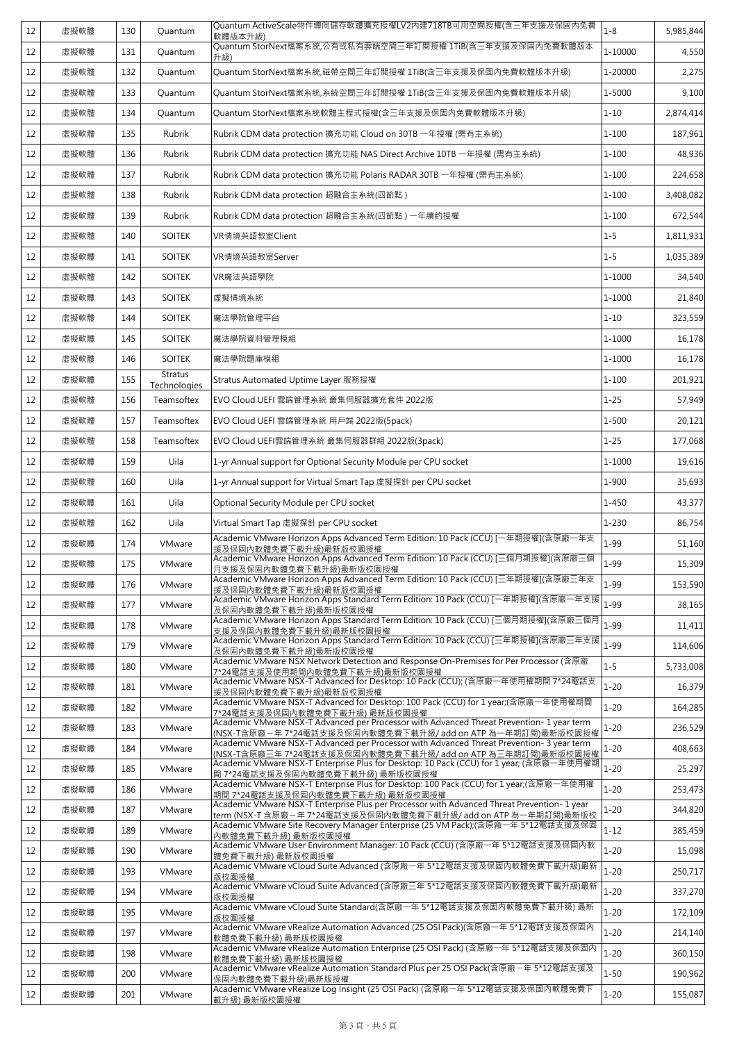| 12 | 虛擬軟體 | 130 | Quantum | Quantum ActiveScale物件導向儲存軟體擴充授權LV2內建718TB可用空間授權(含三年支援及保固內免費軟體版本升級) | 1-8 | 5,985,844 |
|---|---|---|---|---|---|---|
| 12 | 虛擬軟體 | 131 | Quantum | Quantum StorNext檔案系統,公有或私有雲端空間三年訂閱授權 1TiB(含三年支援及保固內免費軟體版本升級) | 1-10000 | 4,550 |
| 12 | 虛擬軟體 | 132 | Quantum | Quantum StorNext檔案系統,磁帶空間三年訂閱授權 1TiB(含三年支援及保固內免費軟體版本升級) | 1-20000 | 2,275 |
| 12 | 虛擬軟體 | 133 | Quantum | Quantum StorNext檔案系統,系統空間三年訂閱授權 1TiB(含三年支援及保固內免費軟體版本升級) | 1-5000 | 9,100 |
| 12 | 虛擬軟體 | 134 | Quantum | Quantum StorNext檔案系統軟體主程式授權(含三年支援及保固內免費軟體版本升級) | 1-10 | 2,874,414 |
| 12 | 虛擬軟體 | 135 | Rubrik | Rubrik CDM data protection 擴充功能 Cloud on 30TB 一年授權 (需有主系統) | 1-100 | 187,961 |
| 12 | 虛擬軟體 | 136 | Rubrik | Rubrik CDM data protection 擴充功能 NAS Direct Archive 10TB 一年授權 (需有主系統) | 1-100 | 48,936 |
| 12 | 虛擬軟體 | 137 | Rubrik | Rubrik CDM data protection 擴充功能 Polaris RADAR 30TB 一年授權 (需有主系統) | 1-100 | 224,658 |
| 12 | 虛擬軟體 | 138 | Rubrik | Rubrik CDM data protection 超融合主系統(四節點 ) | 1-100 | 3,408,082 |
| 12 | 虛擬軟體 | 139 | Rubrik | Rubrik CDM data protection 超融合主系統(四節點 ) 一年續約授權 | 1-100 | 672,544 |
| 12 | 虛擬軟體 | 140 | SOITEK | VR情境英語教室Client | 1-5 | 1,811,931 |
| 12 | 虛擬軟體 | 141 | SOITEK | VR情境英語教室Server | 1-5 | 1,035,389 |
| 12 | 虛擬軟體 | 142 | SOITEK | VR魔法英語學院 | 1-1000 | 34,540 |
| 12 | 虛擬軟體 | 143 | SOITEK | 虛擬情境系統 | 1-1000 | 21,840 |
| 12 | 虛擬軟體 | 144 | SOITEK | 魔法學院管理平台 | 1-10 | 323,559 |
| 12 | 虛擬軟體 | 145 | SOITEK | 魔法學院資料管理模組 | 1-1000 | 16,178 |
| 12 | 虛擬軟體 | 146 | SOITEK | 魔法學院題庫模組 | 1-1000 | 16,178 |
| 12 | 虛擬軟體 | 155 | Stratus Technologies | Stratus Automated Uptime Layer 服務授權 | 1-100 | 201,921 |
| 12 | 虛擬軟體 | 156 | Teamsoftex | EVO Cloud UEFI 雲端管理系統 叢集伺服器擴充套件 2022版 | 1-25 | 57,949 |
| 12 | 虛擬軟體 | 157 | Teamsoftex | EVO Cloud UEFI 雲端管理系統 用戶端 2022版(5pack) | 1-500 | 20,121 |
| 12 | 虛擬軟體 | 158 | Teamsoftex | EVO Cloud UEFI雲端管理系統 叢集伺服器群組 2022版(3pack) | 1-25 | 177,068 |
| 12 | 虛擬軟體 | 159 | Uila | 1-yr Annual support for Optional Security Module per CPU socket | 1-1000 | 19,616 |
| 12 | 虛擬軟體 | 160 | Uila | 1-yr Annual support for Virtual Smart Tap 虛擬探針 per CPU socket | 1-900 | 35,693 |
| 12 | 虛擬軟體 | 161 | Uila | Optional Security Module per CPU socket | 1-450 | 43,377 |
| 12 | 虛擬軟體 | 162 | Uila | Virtual Smart Tap 虛擬探針 per CPU socket | 1-230 | 86,754 |
| 12 | 虛擬軟體 | 174 | VMware | Academic VMware Horizon Apps Advanced Term Edition: 10 Pack (CCU) [一年期授權](含原廠一年支援及保固內軟體免費下載升級)最新版校園授權 | 1-99 | 51,160 |
| 12 | 虛擬軟體 | 175 | VMware | Academic VMware Horizon Apps Advanced Term Edition: 10 Pack (CCU) [三個月期授權](含原廠三個月支援及保固內軟體免費下載升級)最新版校園授權 | 1-99 | 15,309 |
| 12 | 虛擬軟體 | 176 | VMware | Academic VMware Horizon Apps Advanced Term Edition: 10 Pack (CCU) [三年期授權](含原廠三年支援及保固內軟體免費下載升級)最新版校園授權 | 1-99 | 153,590 |
| 12 | 虛擬軟體 | 177 | VMware | Academic VMware Horizon Apps Standard Term Edition: 10 Pack (CCU) [一年期授權](含原廠一年支援及保固內軟體免費下載升級)最新版校園授權 | 1-99 | 38,165 |
| 12 | 虛擬軟體 | 178 | VMware | Academic VMware Horizon Apps Standard Term Edition: 10 Pack (CCU) [三個月期授權](含原廠三個月支援及保固內軟體免費下載升級)最新版校園授權 | 1-99 | 11,411 |
| 12 | 虛擬軟體 | 179 | VMware | Academic VMware Horizon Apps Standard Term Edition: 10 Pack (CCU) [三年期授權](含原廠三年支援及保固內軟體免費下載升級)最新版校園授權 | 1-99 | 114,606 |
| 12 | 虛擬軟體 | 180 | VMware | Academic VMware NSX Network Detection and Response On-Premises for Per Processor (含原廠7*24電話支援及使用期間內軟體免費下載升級)最新版校園授權 | 1-5 | 5,733,008 |
| 12 | 虛擬軟體 | 181 | VMware | Academic VMware NSX-T Advanced for Desktop: 10 Pack (CCU); (含原廠一年使用權期間 7*24電話支援及保固內軟體免費下載升級)最新版校園授權 | 1-20 | 16,379 |
| 12 | 虛擬軟體 | 182 | VMware | Academic VMware NSX-T Advanced for Desktop: 100 Pack (CCU) for 1 year;(含原廠一年使用權期間 7*24電話支援及保固內軟體免費下載升級) 最新版校園授權 | 1-20 | 164,285 |
| 12 | 虛擬軟體 | 183 | VMware | Academic VMware NSX-T Advanced per Processor with Advanced Threat Prevention- 1 year term (NSX-T含原廠一年 7*24電話支援及保固內軟體免費下載升級/ add on ATP 為一年期訂閱)最新版校園授權 | 1-20 | 236,529 |
| 12 | 虛擬軟體 | 184 | VMware | Academic VMware NSX-T Advanced per Processor with Advanced Threat Prevention- 3 year term (NSX-T含原廠三年 7*24電話支援及保固內軟體免費下載升級/ add on ATP 為三年期訂閱)最新版校園授權 | 1-20 | 408,663 |
| 12 | 虛擬軟體 | 185 | VMware | Academic VMware NSX-T Enterprise Plus for Desktop: 10 Pack (CCU) for 1 year; (含原廠一年使用權期間 7*24電話支援及保固內軟體免費下載升級) 最新版校園授權 | 1-20 | 25,297 |
| 12 | 虛擬軟體 | 186 | VMware | Academic VMware NSX-T Enterprise Plus for Desktop: 100 Pack (CCU) for 1 year;(含原廠一年使用權期間 7*24電話支援及保固內軟體免費下載升級) 最新版校園授權 | 1-20 | 253,473 |
| 12 | 虛擬軟體 | 187 | VMware | Academic VMware NSX-T Enterprise Plus per Processor with Advanced Threat Prevention- 1 year term (NSX-T 含原廠一年 7*24電話支援及保固內軟體免費下載升級/ add on ATP 為一年期訂閱)最新版校 | 1-20 | 344,820 |
| 12 | 虛擬軟體 | 189 | VMware | Academic VMware Site Recovery Manager Enterprise (25 VM Pack);(含原廠一年 5*12電話支援及保固內軟體免費下載升級) 最新版校園授權 | 1-12 | 385,459 |
| 12 | 虛擬軟體 | 190 | VMware | Academic VMware User Environment Manager: 10 Pack (CCU) (含原廠一年 5*12電話支援及保固內軟體免費下載升級) 最新版校園授權 | 1-20 | 15,098 |
| 12 | 虛擬軟體 | 193 | VMware | Academic VMware vCloud Suite Advanced (含原廠一年 5*12電話支援及保固內軟體免費下載升級)最新版校園授權 | 1-20 | 250,717 |
| 12 | 虛擬軟體 | 194 | VMware | Academic VMware vCloud Suite Advanced (含原廠三年 5*12電話支援及保固內軟體免費下載升級)最新版校園授權 | 1-20 | 337,270 |
| 12 | 虛擬軟體 | 195 | VMware | Academic VMware vCloud Suite Standard(含原廠一年 5*12電話支援及保固內軟體免費下載升級) 最新版校園授權 | 1-20 | 172,109 |
| 12 | 虛擬軟體 | 197 | VMware | Academic VMware vRealize Automation Advanced (25 OSI Pack)(含原廠一年 5*12電話支援及保固內軟體免費下載升級) 最新版校園授權 | 1-20 | 214,140 |
| 12 | 虛擬軟體 | 198 | VMware | Academic VMware vRealize Automation Enterprise (25 OSI Pack) (含原廠一年 5*12電話支援及保固內軟體免費下載升級) 最新版校園授權 | 1-20 | 360,150 |
| 12 | 虛擬軟體 | 200 | VMware | Academic VMware vRealize Automation Standard Plus per 25 OSI Pack(含原廠一年 5*12電話支援及保固內軟體免費下載升級)最新版授權 | 1-50 | 190,962 |
| 12 | 虛擬軟體 | 201 | VMware | Academic VMware vRealize Log Insight (25 OSI Pack) (含原廠一年 5*12電話支援及保固內軟體免費下載升級) 最新版校園授權 | 1-20 | 155,087 |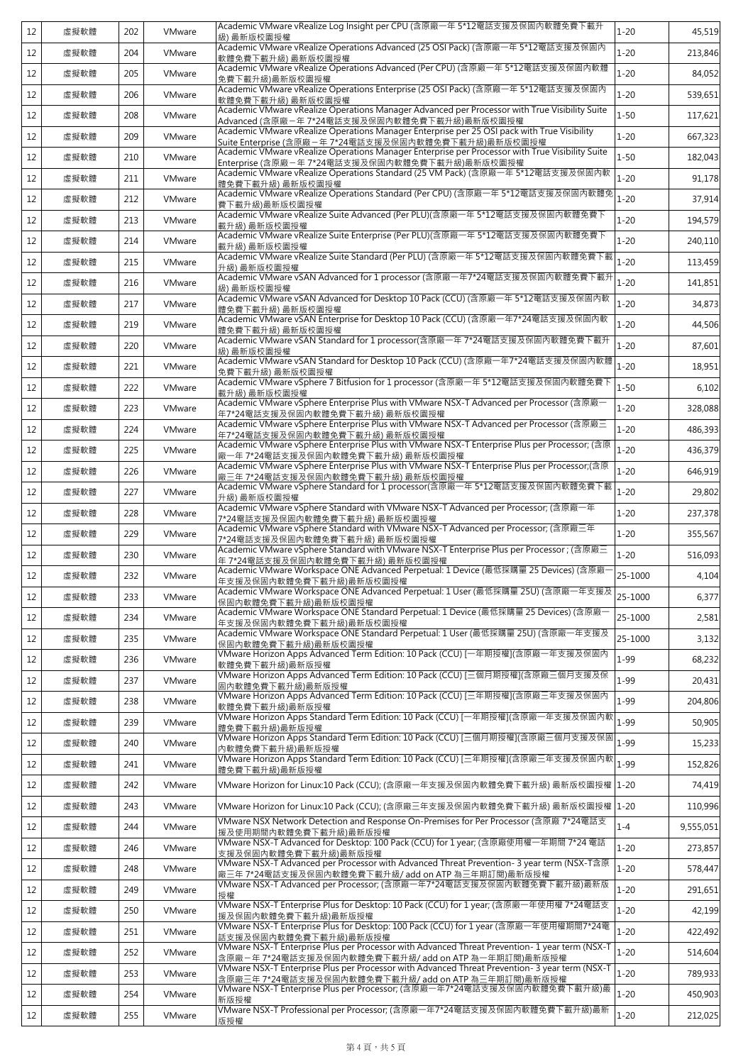| 12 | 虛擬軟體 | 202 | VMware | Academic VMware vRealize Log Insight per CPU (含原廠一年 5*12電話支援及保固內軟體免費下載升級) 最新版校園授權 | 1-20 | 45,519 |
|---|---|---|---|---|---|---|
| 12 | 虛擬軟體 | 204 | VMware | Academic VMware vRealize Operations Advanced (25 OSI Pack) (含原廠一年 5*12電話支援及保固內軟體免費下載升級) 最新版校園授權 | 1-20 | 213,846 |
| 12 | 虛擬軟體 | 205 | VMware | Academic VMware vRealize Operations Advanced (Per CPU) (含原廠一年 5*12電話支援及保固內軟體免費下載升級)最新版校園授權 | 1-20 | 84,052 |
| 12 | 虛擬軟體 | 206 | VMware | Academic VMware vRealize Operations Enterprise (25 OSI Pack) (含原廠一年 5*12電話支援及保固內軟體免費下載升級) 最新版校園授權 | 1-20 | 539,651 |
| 12 | 虛擬軟體 | 208 | VMware | Academic VMware vRealize Operations Manager Advanced per Processor with True Visibility Suite Advanced (含原廠一年 7*24電話支援及保固內軟體免費下載升級)最新版校園授權 | 1-50 | 117,621 |
| 12 | 虛擬軟體 | 209 | VMware | Academic VMware vRealize Operations Manager Enterprise per 25 OSI pack with True Visibility Suite Enterprise (含原廠一年 7*24電話支援及保固內軟體免費下載升級)最新版校園授權 | 1-20 | 667,323 |
| 12 | 虛擬軟體 | 210 | VMware | Academic VMware vRealize Operations Manager Enterprise per Processor with True Visibility Suite Enterprise (含原廠一年 7*24電話支援及保固內軟體免費下載升級)最新版校園授權 | 1-50 | 182,043 |
| 12 | 虛擬軟體 | 211 | VMware | Academic VMware vRealize Operations Standard (25 VM Pack) (含原廠一年 5*12電話支援及保固內軟體免費下載升級) 最新版校園授權 | 1-20 | 91,178 |
| 12 | 虛擬軟體 | 212 | VMware | Academic VMware vRealize Operations Standard (Per CPU) (含原廠一年 5*12電話支援及保固內軟體免費下載升級)最新版校園授權 | 1-20 | 37,914 |
| 12 | 虛擬軟體 | 213 | VMware | Academic VMware vRealize Suite Advanced (Per PLU)(含原廠一年 5*12電話支援及保固內軟體免費下載升級) 最新版校園授權 | 1-20 | 194,579 |
| 12 | 虛擬軟體 | 214 | VMware | Academic VMware vRealize Suite Enterprise (Per PLU)(含原廠一年 5*12電話支援及保固內軟體免費下載升級) 最新版校園授權 | 1-20 | 240,110 |
| 12 | 虛擬軟體 | 215 | VMware | Academic VMware vRealize Suite Standard (Per PLU) (含原廠一年 5*12電話支援及保固內軟體免費下載升級) 最新版校園授權 | 1-20 | 113,459 |
| 12 | 虛擬軟體 | 216 | VMware | Academic VMware vSAN Advanced for 1 processor (含原廠一年7*24電話支援及保固內軟體免費下載升級) 最新版校園授權 | 1-20 | 141,851 |
| 12 | 虛擬軟體 | 217 | VMware | Academic VMware vSAN Advanced for Desktop 10 Pack (CCU) (含原廠一年 5*12電話支援及保固內軟體免費下載升級) 最新版校園授權 | 1-20 | 34,873 |
| 12 | 虛擬軟體 | 219 | VMware | Academic VMware vSAN Enterprise for Desktop 10 Pack (CCU) (含原廠一年7*24電話支援及保固內軟體免費下載升級) 最新版校園授權 | 1-20 | 44,506 |
| 12 | 虛擬軟體 | 220 | VMware | Academic VMware vSAN Standard for 1 processor(含原廠一年 7*24電話支援及保固內軟體免費下載升級) 最新版校園授權 | 1-20 | 87,601 |
| 12 | 虛擬軟體 | 221 | VMware | Academic VMware vSAN Standard for Desktop 10 Pack (CCU) (含原廠一年7*24電話支援及保固內軟體免費下載升級) 最新版校園授權 | 1-20 | 18,951 |
| 12 | 虛擬軟體 | 222 | VMware | Academic VMware vSphere 7 Bitfusion for 1 processor (含原廠一年 5*12電話支援及保固內軟體免費下載升級) 最新版校園授權 | 1-50 | 6,102 |
| 12 | 虛擬軟體 | 223 | VMware | Academic VMware vSphere Enterprise Plus with VMware NSX-T Advanced per Processor (含原廠一年7*24電話支援及保固內軟體免費下載升級) 最新版校園授權 | 1-20 | 328,088 |
| 12 | 虛擬軟體 | 224 | VMware | Academic VMware vSphere Enterprise Plus with VMware NSX-T Advanced per Processor (含原廠三年7*24電話支援及保固內軟體免費下載升級) 最新版校園授權 | 1-20 | 486,393 |
| 12 | 虛擬軟體 | 225 | VMware | Academic VMware vSphere Enterprise Plus with VMware NSX-T Enterprise Plus per Processor; (含原廠一年 7*24電話支援及保固內軟體免費下載升級) 最新版校園授權 | 1-20 | 436,379 |
| 12 | 虛擬軟體 | 226 | VMware | Academic VMware vSphere Enterprise Plus with VMware NSX-T Enterprise Plus per Processor;(含原廠三年 7*24電話支援及保固內軟體免費下載升級) 最新版校園授權 | 1-20 | 646,919 |
| 12 | 虛擬軟體 | 227 | VMware | Academic VMware vSphere Standard for 1 processor(含原廠一年 5*12電話支援及保固內軟體免費下載升級) 最新版校園授權 | 1-20 | 29,802 |
| 12 | 虛擬軟體 | 228 | VMware | Academic VMware vSphere Standard with VMware NSX-T Advanced per Processor; (含原廠一年 7*24電話支援及保固內軟體免費下載升級) 最新版校園授權 | 1-20 | 237,378 |
| 12 | 虛擬軟體 | 229 | VMware | Academic VMware vSphere Standard with VMware NSX-T Advanced per Processor; (含原廠三年 7*24電話支援及保固內軟體免費下載升級) 最新版校園授權 | 1-20 | 355,567 |
| 12 | 虛擬軟體 | 230 | VMware | Academic VMware vSphere Standard with VMware NSX-T Enterprise Plus per Processor ; (含原廠三年 7*24電話支援及保固內軟體免費下載升級) 最新版校園授權 | 1-20 | 516,093 |
| 12 | 虛擬軟體 | 232 | VMware | Academic VMware Workspace ONE Advanced Perpetual: 1 Device (最低採購量 25 Devices) (含原廠一年支援及保固內軟體免費下載升級)最新版校園授權 | 25-1000 | 4,104 |
| 12 | 虛擬軟體 | 233 | VMware | Academic VMware Workspace ONE Advanced Perpetual: 1 User (最低採購量 25U) (含原廠一年支援及保固內軟體免費下載升級)最新版校園授權 | 25-1000 | 6,377 |
| 12 | 虛擬軟體 | 234 | VMware | Academic VMware Workspace ONE Standard Perpetual: 1 Device (最低採購量 25 Devices) (含原廠一年支援及保固內軟體免費下載升級)最新版校園授權 | 25-1000 | 2,581 |
| 12 | 虛擬軟體 | 235 | VMware | Academic VMware Workspace ONE Standard Perpetual: 1 User (最低採購量 25U) (含原廠一年支援及保固內軟體免費下載升級)最新版校園授權 | 25-1000 | 3,132 |
| 12 | 虛擬軟體 | 236 | VMware | VMware Horizon Apps Advanced Term Edition: 10 Pack (CCU) [一年期授權](含原廠一年支援及保固內軟體免費下載升級)最新版授權 | 1-99 | 68,232 |
| 12 | 虛擬軟體 | 237 | VMware | VMware Horizon Apps Advanced Term Edition: 10 Pack (CCU) [三個月期授權](含原廠三個月支援及保固內軟體免費下載升級)最新版授權 | 1-99 | 20,431 |
| 12 | 虛擬軟體 | 238 | VMware | VMware Horizon Apps Advanced Term Edition: 10 Pack (CCU) [三年期授權](含原廠三年支援及保固內軟體免費下載升級)最新版授權 | 1-99 | 204,806 |
| 12 | 虛擬軟體 | 239 | VMware | VMware Horizon Apps Standard Term Edition: 10 Pack (CCU) [一年期授權](含原廠一年支援及保固內軟體免費下載升級)最新版授權 | 1-99 | 50,905 |
| 12 | 虛擬軟體 | 240 | VMware | VMware Horizon Apps Standard Term Edition: 10 Pack (CCU) [三個月期授權](含原廠三個月支援及保固內軟體免費下載升級)最新版授權 | 1-99 | 15,233 |
| 12 | 虛擬軟體 | 241 | VMware | VMware Horizon Apps Standard Term Edition: 10 Pack (CCU) [三年期授權](含原廠三年支援及保固內軟體免費下載升級)最新版授權 | 1-99 | 152,826 |
| 12 | 虛擬軟體 | 242 | VMware | VMware Horizon for Linux:10 Pack (CCU); (含原廠一年支援及保固內軟體免費下載升級) 最新版校園授權 | 1-20 | 74,419 |
| 12 | 虛擬軟體 | 243 | VMware | VMware Horizon for Linux:10 Pack (CCU); (含原廠三年支援及保固內軟體免費下載升級) 最新版校園授權 | 1-20 | 110,996 |
| 12 | 虛擬軟體 | 244 | VMware | VMware NSX Network Detection and Response On-Premises for Per Processor (含原廠 7*24電話支援及使用期間內軟體免費下載升級)最新版授權 | 1-4 | 9,555,051 |
| 12 | 虛擬軟體 | 246 | VMware | VMware NSX-T Advanced for Desktop: 100 Pack (CCU) for 1 year; (含原廠使用權一年期間 7*24 電話支援及保固內軟體免費下載升級)最新版授權 | 1-20 | 273,857 |
| 12 | 虛擬軟體 | 248 | VMware | VMware NSX-T Advanced per Processor with Advanced Threat Prevention- 3 year term (NSX-T含原廠三年 7*24電話支援及保固內軟體免費下載升級/ add on ATP 為三年期訂閱)最新版授權 | 1-20 | 578,447 |
| 12 | 虛擬軟體 | 249 | VMware | VMware NSX-T Advanced per Processor; (含原廠一年7*24電話支援及保固內軟體免費下載升級)最新版授權 | 1-20 | 291,651 |
| 12 | 虛擬軟體 | 250 | VMware | VMware NSX-T Enterprise Plus for Desktop: 10 Pack (CCU) for 1 year; (含原廠一年使用權 7*24電話支援及保固內軟體免費下載升級)最新版授權 | 1-20 | 42,199 |
| 12 | 虛擬軟體 | 251 | VMware | VMware NSX-T Enterprise Plus for Desktop: 100 Pack (CCU) for 1 year (含原廠一年使用權期間7*24電話支援及保固內軟體免費下載升級)最新版授權 | 1-20 | 422,492 |
| 12 | 虛擬軟體 | 252 | VMware | VMware NSX-T Enterprise Plus per Processor with Advanced Threat Prevention- 1 year term (NSX-T 含原廠一年 7*24電話支援及保固內軟體免費下載升級/ add on ATP 為一年期訂閱)最新版授權 | 1-20 | 514,604 |
| 12 | 虛擬軟體 | 253 | VMware | VMware NSX-T Enterprise Plus per Processor with Advanced Threat Prevention- 3 year term (NSX-T 含原廠三年 7*24電話支援及保固內軟體免費下載升級/ add on ATP 為三年期訂閱)最新版授權 | 1-20 | 789,933 |
| 12 | 虛擬軟體 | 254 | VMware | VMware NSX-T Enterprise Plus per Processor; (含原廠一年7*24電話支援及保固內軟體免費下載升級)最新版授權 | 1-20 | 450,903 |
| 12 | 虛擬軟體 | 255 | VMware | VMware NSX-T Professional per Processor; (含原廠一年7*24電話支援及保固內軟體免費下載升級)最新版授權 | 1-20 | 212,025 |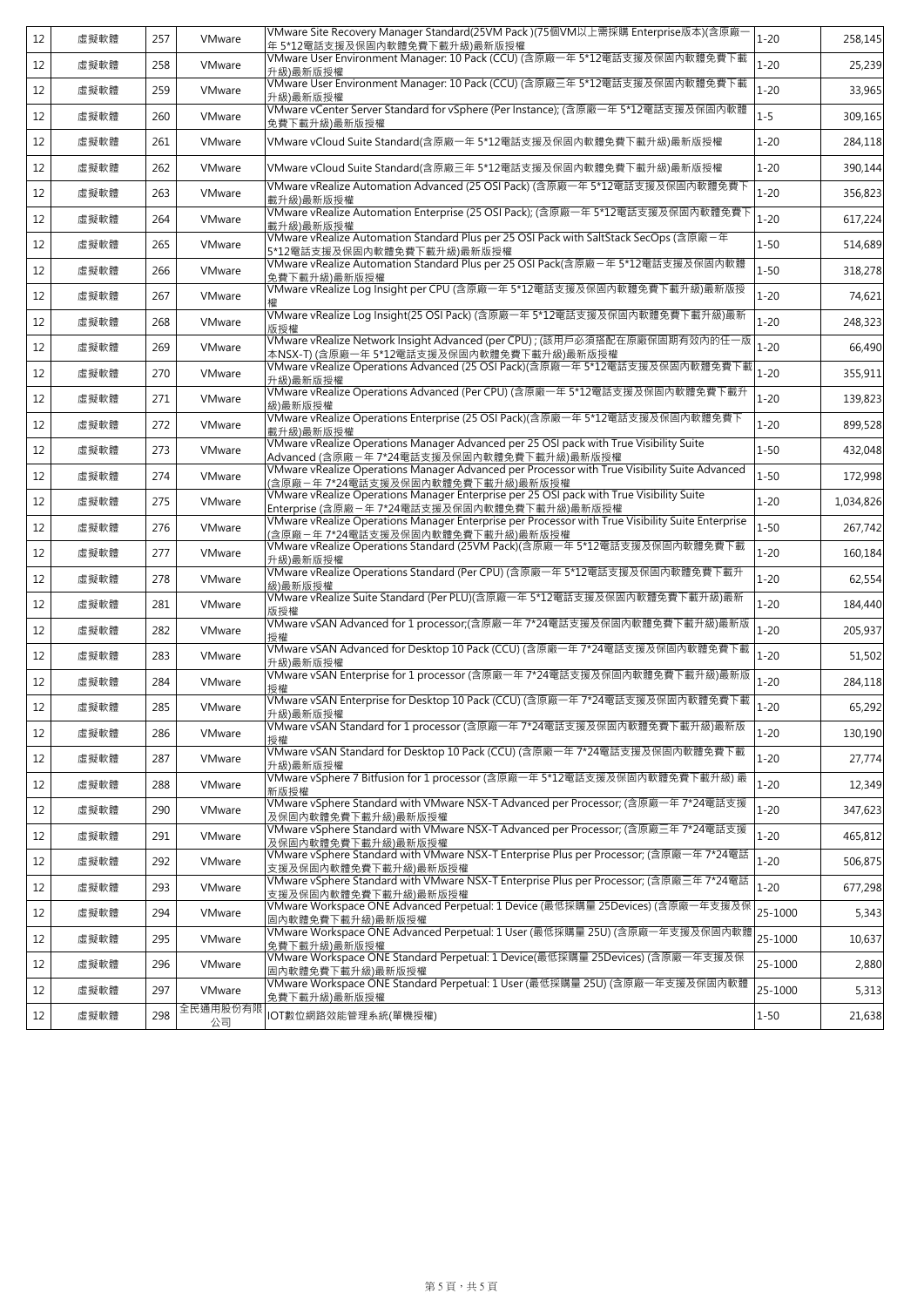| | | | | | | |
|---|---|---|---|---|---|---|
| 12 | 虛擬軟體 | 257 | VMware | VMware Site Recovery Manager Standard(25VM Pack )(75個VM以上需採購 Enterprise版本)(含原廠一年 5*12電話支援及保固內軟體免費下載升級)最新版授權 | 1-20 | 258,145 |
| 12 | 虛擬軟體 | 258 | VMware | VMware User Environment Manager: 10 Pack (CCU) (含原廠一年 5*12電話支援及保固內軟體免費下載升級)最新版授權 | 1-20 | 25,239 |
| 12 | 虛擬軟體 | 259 | VMware | VMware User Environment Manager: 10 Pack (CCU) (含原廠三年 5*12電話支援及保固內軟體免費下載升級)最新版授權 | 1-20 | 33,965 |
| 12 | 虛擬軟體 | 260 | VMware | VMware vCenter Server Standard for vSphere (Per Instance); (含原廠一年 5*12電話支援及保固內軟體免費下載升級)最新版授權 | 1-5 | 309,165 |
| 12 | 虛擬軟體 | 261 | VMware | VMware vCloud Suite Standard(含原廠一年 5*12電話支援及保固內軟體免費下載升級)最新版授權 | 1-20 | 284,118 |
| 12 | 虛擬軟體 | 262 | VMware | VMware vCloud Suite Standard(含原廠三年 5*12電話支援及保固內軟體免費下載升級)最新版授權 | 1-20 | 390,144 |
| 12 | 虛擬軟體 | 263 | VMware | VMware vRealize Automation Advanced (25 OSI Pack) (含原廠一年 5*12電話支援及保固內軟體免費下載升級)最新版授權 | 1-20 | 356,823 |
| 12 | 虛擬軟體 | 264 | VMware | VMware vRealize Automation Enterprise (25 OSI Pack); (含原廠一年 5*12電話支援及保固內軟體免費下載升級)最新版授權 | 1-20 | 617,224 |
| 12 | 虛擬軟體 | 265 | VMware | VMware vRealize Automation Standard Plus per 25 OSI Pack with SaltStack SecOps (含原廠一年 5*12電話支援及保固內軟體免費下載升級)最新版授權 | 1-50 | 514,689 |
| 12 | 虛擬軟體 | 266 | VMware | VMware vRealize Automation Standard Plus per 25 OSI Pack(含原廠一年 5*12電話支援及保固內軟體免費下載升級)最新版授權 | 1-50 | 318,278 |
| 12 | 虛擬軟體 | 267 | VMware | VMware vRealize Log Insight per CPU (含原廠一年 5*12電話支援及保固內軟體免費下載升級)最新版授權 | 1-20 | 74,621 |
| 12 | 虛擬軟體 | 268 | VMware | VMware vRealize Log Insight(25 OSI Pack) (含原廠一年 5*12電話支援及保固內軟體免費下載升級)最新版授權 | 1-20 | 248,323 |
| 12 | 虛擬軟體 | 269 | VMware | VMware vRealize Network Insight Advanced (per CPU) ; (該用戶必須搭配在原廠保固期有效內的任一版本NSX-T) (含原廠一年 5*12電話支援及保固內軟體免費下載升級)最新版授權 | 1-20 | 66,490 |
| 12 | 虛擬軟體 | 270 | VMware | VMware vRealize Operations Advanced (25 OSI Pack)(含原廠一年 5*12電話支援及保固內軟體免費下載升級)最新版授權 | 1-20 | 355,911 |
| 12 | 虛擬軟體 | 271 | VMware | VMware vRealize Operations Advanced (Per CPU) (含原廠一年 5*12電話支援及保固內軟體免費下載升級)最新版授權 | 1-20 | 139,823 |
| 12 | 虛擬軟體 | 272 | VMware | VMware vRealize Operations Enterprise (25 OSI Pack)(含原廠一年 5*12電話支援及保固內軟體免費下載升級)最新版授權 | 1-20 | 899,528 |
| 12 | 虛擬軟體 | 273 | VMware | VMware vRealize Operations Manager Advanced per 25 OSI pack with True Visibility Suite Advanced (含原廠－年 7*24電話支援及保固內軟體免費下載升級)最新版授權 | 1-50 | 432,048 |
| 12 | 虛擬軟體 | 274 | VMware | VMware vRealize Operations Manager Advanced per Processor with True Visibility Suite Advanced (含原廠－年 7*24電話支援及保固內軟體免費下載升級)最新版授權 | 1-50 | 172,998 |
| 12 | 虛擬軟體 | 275 | VMware | VMware vRealize Operations Manager Enterprise per 25 OSI pack with True Visibility Suite Enterprise (含原廠－年 7*24電話支援及保固內軟體免費下載升級)最新版授權 | 1-20 | 1,034,826 |
| 12 | 虛擬軟體 | 276 | VMware | VMware vRealize Operations Manager Enterprise per Processor with True Visibility Suite Enterprise (含原廠－年 7*24電話支援及保固內軟體免費下載升級)最新版授權 | 1-50 | 267,742 |
| 12 | 虛擬軟體 | 277 | VMware | VMware vRealize Operations Standard (25VM Pack)(含原廠一年 5*12電話支援及保固內軟體免費下載升級)最新版授權 | 1-20 | 160,184 |
| 12 | 虛擬軟體 | 278 | VMware | VMware vRealize Operations Standard (Per CPU) (含原廠一年 5*12電話支援及保固內軟體免費下載升級)最新版授權 | 1-20 | 62,554 |
| 12 | 虛擬軟體 | 281 | VMware | VMware vRealize Suite Standard (Per PLU)(含原廠一年 5*12電話支援及保固內軟體免費下載升級)最新版授權 | 1-20 | 184,440 |
| 12 | 虛擬軟體 | 282 | VMware | VMware vSAN Advanced for 1 processor;(含原廠一年 7*24電話支援及保固內軟體免費下載升級)最新版授權 | 1-20 | 205,937 |
| 12 | 虛擬軟體 | 283 | VMware | VMware vSAN Advanced for Desktop 10 Pack (CCU) (含原廠一年 7*24電話支援及保固內軟體免費下載升級)最新版授權 | 1-20 | 51,502 |
| 12 | 虛擬軟體 | 284 | VMware | VMware vSAN Enterprise for 1 processor (含原廠一年 7*24電話支援及保固內軟體免費下載升級)最新版授權 | 1-20 | 284,118 |
| 12 | 虛擬軟體 | 285 | VMware | VMware vSAN Enterprise for Desktop 10 Pack (CCU) (含原廠一年 7*24電話支援及保固內軟體免費下載升級)最新版授權 | 1-20 | 65,292 |
| 12 | 虛擬軟體 | 286 | VMware | VMware vSAN Standard for 1 processor (含原廠一年 7*24電話支援及保固內軟體免費下載升級)最新版授權 | 1-20 | 130,190 |
| 12 | 虛擬軟體 | 287 | VMware | VMware vSAN Standard for Desktop 10 Pack (CCU) (含原廠一年 7*24電話支援及保固內軟體免費下載升級)最新版授權 | 1-20 | 27,774 |
| 12 | 虛擬軟體 | 288 | VMware | VMware vSphere 7 Bitfusion for 1 processor (含原廠一年 5*12電話支援及保固內軟體免費下載升級) 最新版授權 | 1-20 | 12,349 |
| 12 | 虛擬軟體 | 290 | VMware | VMware vSphere Standard with VMware NSX-T Advanced per Processor; (含原廠一年 7*24電話支援及保固內軟體免費下載升級)最新版授權 | 1-20 | 347,623 |
| 12 | 虛擬軟體 | 291 | VMware | VMware vSphere Standard with VMware NSX-T Advanced per Processor; (含原廠三年 7*24電話支援及保固內軟體免費下載升級)最新版授權 | 1-20 | 465,812 |
| 12 | 虛擬軟體 | 292 | VMware | VMware vSphere Standard with VMware NSX-T Enterprise Plus per Processor; (含原廠一年 7*24電話支援及保固內軟體免費下載升級)最新版授權 | 1-20 | 506,875 |
| 12 | 虛擬軟體 | 293 | VMware | VMware vSphere Standard with VMware NSX-T Enterprise Plus per Processor; (含原廠三年 7*24電話支援及保固內軟體免費下載升級)最新版授權 | 1-20 | 677,298 |
| 12 | 虛擬軟體 | 294 | VMware | VMware Workspace ONE Advanced Perpetual: 1 Device (最低採購量 25Devices) (含原廠一年支援及保固內軟體免費下載升級)最新版授權 | 25-1000 | 5,343 |
| 12 | 虛擬軟體 | 295 | VMware | VMware Workspace ONE Advanced Perpetual: 1 User (最低採購量 25U) (含原廠一年支援及保固內軟體免費下載升級)最新版授權 | 25-1000 | 10,637 |
| 12 | 虛擬軟體 | 296 | VMware | VMware Workspace ONE Standard Perpetual: 1 Device(最低採購量 25Devices) (含原廠一年支援及保固內軟體免費下載升級)最新版授權 | 25-1000 | 2,880 |
| 12 | 虛擬軟體 | 297 | VMware | VMware Workspace ONE Standard Perpetual: 1 User (最低採購量 25U) (含原廠一年支援及保固內軟體免費下載升級)最新版授權 | 25-1000 | 5,313 |
| 12 | 虛擬軟體 | 298 | 全民通用股份有限公司 | IOT數位網路效能管理系統(單機授權) | 1-50 | 21,638 |